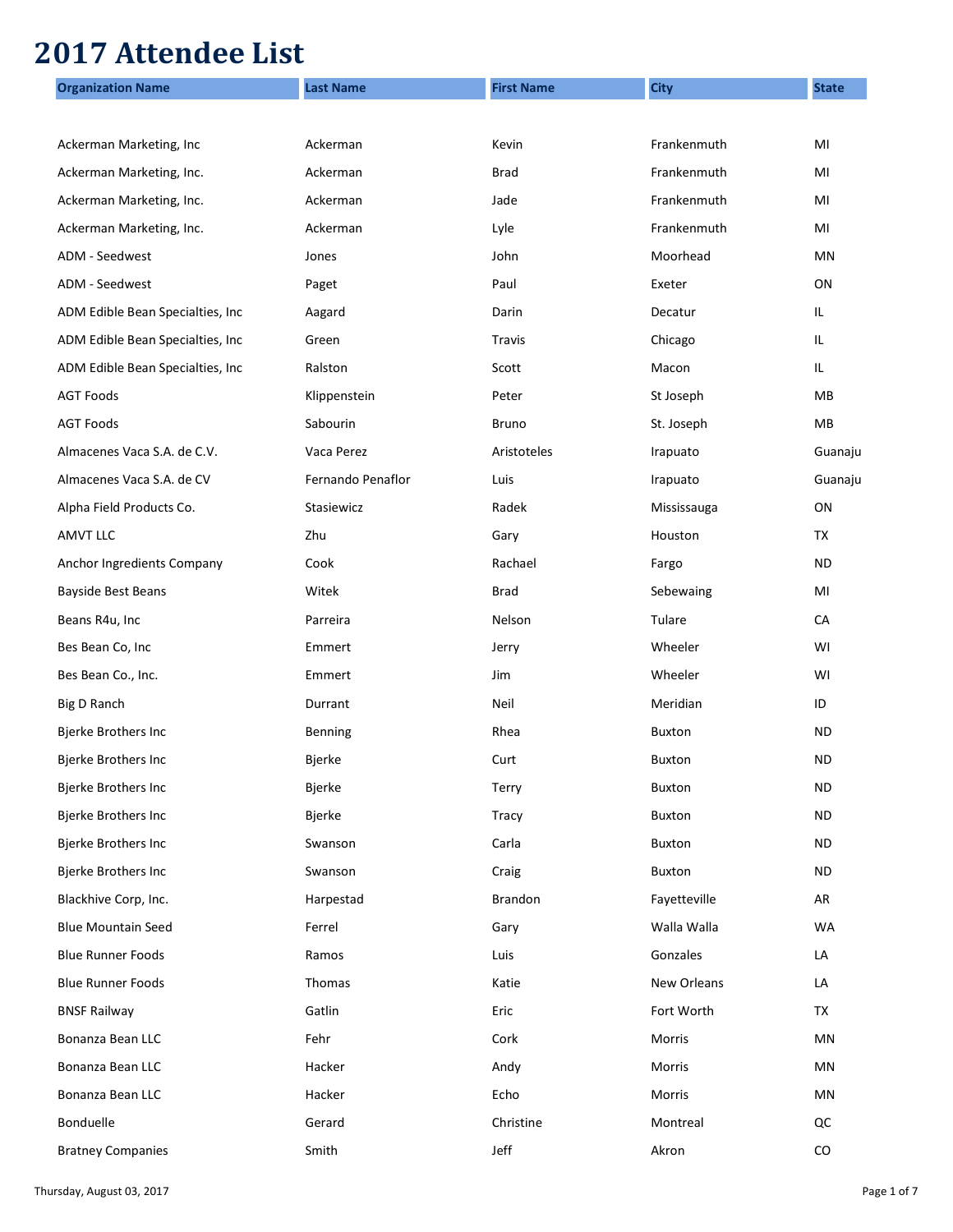# 2017 Attendee List

| Organization Name | Last Name | First Name | City | State |
|---|---|---|---|---|
| Ackerman Marketing, Inc | Ackerman | Kevin | Frankenmuth | MI |
| Ackerman Marketing, Inc. | Ackerman | Brad | Frankenmuth | MI |
| Ackerman Marketing, Inc. | Ackerman | Jade | Frankenmuth | MI |
| Ackerman Marketing, Inc. | Ackerman | Lyle | Frankenmuth | MI |
| ADM - Seedwest | Jones | John | Moorhead | MN |
| ADM - Seedwest | Paget | Paul | Exeter | ON |
| ADM Edible Bean Specialties, Inc | Aagard | Darin | Decatur | IL |
| ADM Edible Bean Specialties, Inc | Green | Travis | Chicago | IL |
| ADM Edible Bean Specialties, Inc | Ralston | Scott | Macon | IL |
| AGT Foods | Klippenstein | Peter | St Joseph | MB |
| AGT Foods | Sabourin | Bruno | St. Joseph | MB |
| Almacenes Vaca S.A. de C.V. | Vaca Perez | Aristoteles | Irapuato | Guanaju |
| Almacenes Vaca S.A. de CV | Fernando Penaflor | Luis | Irapuato | Guanaju |
| Alpha Field Products Co. | Stasiewicz | Radek | Mississauga | ON |
| AMVT LLC | Zhu | Gary | Houston | TX |
| Anchor Ingredients Company | Cook | Rachael | Fargo | ND |
| Bayside Best Beans | Witek | Brad | Sebewaing | MI |
| Beans R4u, Inc | Parreira | Nelson | Tulare | CA |
| Bes Bean Co, Inc | Emmert | Jerry | Wheeler | WI |
| Bes Bean Co., Inc. | Emmert | Jim | Wheeler | WI |
| Big D Ranch | Durrant | Neil | Meridian | ID |
| Bjerke Brothers Inc | Benning | Rhea | Buxton | ND |
| Bjerke Brothers Inc | Bjerke | Curt | Buxton | ND |
| Bjerke Brothers Inc | Bjerke | Terry | Buxton | ND |
| Bjerke Brothers Inc | Bjerke | Tracy | Buxton | ND |
| Bjerke Brothers Inc | Swanson | Carla | Buxton | ND |
| Bjerke Brothers Inc | Swanson | Craig | Buxton | ND |
| Blackhive Corp, Inc. | Harpestad | Brandon | Fayetteville | AR |
| Blue Mountain Seed | Ferrel | Gary | Walla Walla | WA |
| Blue Runner Foods | Ramos | Luis | Gonzales | LA |
| Blue Runner Foods | Thomas | Katie | New Orleans | LA |
| BNSF Railway | Gatlin | Eric | Fort Worth | TX |
| Bonanza Bean LLC | Fehr | Cork | Morris | MN |
| Bonanza Bean LLC | Hacker | Andy | Morris | MN |
| Bonanza Bean LLC | Hacker | Echo | Morris | MN |
| Bonduelle | Gerard | Christine | Montreal | QC |
| Bratney Companies | Smith | Jeff | Akron | CO |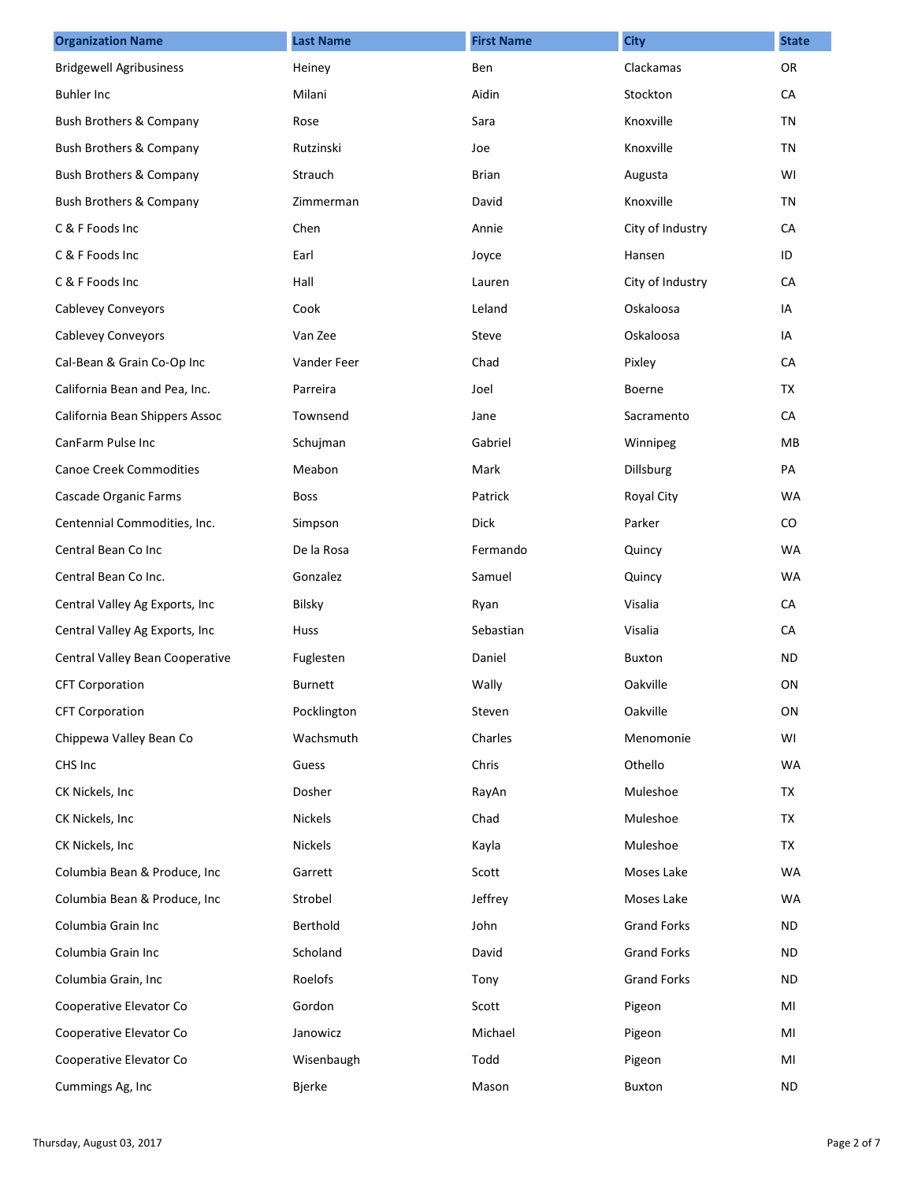| Organization Name | Last Name | First Name | City | State |
| --- | --- | --- | --- | --- |
| Bridgewell Agribusiness | Heiney | Ben | Clackamas | OR |
| Buhler Inc | Milani | Aidin | Stockton | CA |
| Bush Brothers & Company | Rose | Sara | Knoxville | TN |
| Bush Brothers & Company | Rutzinski | Joe | Knoxville | TN |
| Bush Brothers & Company | Strauch | Brian | Augusta | WI |
| Bush Brothers & Company | Zimmerman | David | Knoxville | TN |
| C & F Foods Inc | Chen | Annie | City of Industry | CA |
| C & F Foods Inc | Earl | Joyce | Hansen | ID |
| C & F Foods Inc | Hall | Lauren | City of Industry | CA |
| Cablevey Conveyors | Cook | Leland | Oskaloosa | IA |
| Cablevey Conveyors | Van Zee | Steve | Oskaloosa | IA |
| Cal-Bean & Grain Co-Op Inc | Vander Feer | Chad | Pixley | CA |
| California Bean and Pea, Inc. | Parreira | Joel | Boerne | TX |
| California Bean Shippers Assoc | Townsend | Jane | Sacramento | CA |
| CanFarm Pulse Inc | Schujman | Gabriel | Winnipeg | MB |
| Canoe Creek Commodities | Meabon | Mark | Dillsburg | PA |
| Cascade Organic Farms | Boss | Patrick | Royal City | WA |
| Centennial Commodities, Inc. | Simpson | Dick | Parker | CO |
| Central Bean Co Inc | De la Rosa | Fermando | Quincy | WA |
| Central Bean Co Inc. | Gonzalez | Samuel | Quincy | WA |
| Central Valley Ag Exports, Inc | Bilsky | Ryan | Visalia | CA |
| Central Valley Ag Exports, Inc | Huss | Sebastian | Visalia | CA |
| Central Valley Bean Cooperative | Fuglesten | Daniel | Buxton | ND |
| CFT Corporation | Burnett | Wally | Oakville | ON |
| CFT Corporation | Pocklington | Steven | Oakville | ON |
| Chippewa Valley Bean Co | Wachsmuth | Charles | Menomonie | WI |
| CHS Inc | Guess | Chris | Othello | WA |
| CK Nickels, Inc | Dosher | RayAn | Muleshoe | TX |
| CK Nickels, Inc | Nickels | Chad | Muleshoe | TX |
| CK Nickels, Inc | Nickels | Kayla | Muleshoe | TX |
| Columbia Bean & Produce, Inc | Garrett | Scott | Moses Lake | WA |
| Columbia Bean & Produce, Inc | Strobel | Jeffrey | Moses Lake | WA |
| Columbia Grain Inc | Berthold | John | Grand Forks | ND |
| Columbia Grain Inc | Scholand | David | Grand Forks | ND |
| Columbia Grain, Inc | Roelofs | Tony | Grand Forks | ND |
| Cooperative Elevator Co | Gordon | Scott | Pigeon | MI |
| Cooperative Elevator Co | Janowicz | Michael | Pigeon | MI |
| Cooperative Elevator Co | Wisenbaugh | Todd | Pigeon | MI |
| Cummings Ag, Inc | Bjerke | Mason | Buxton | ND |

Thursday, August 03, 2017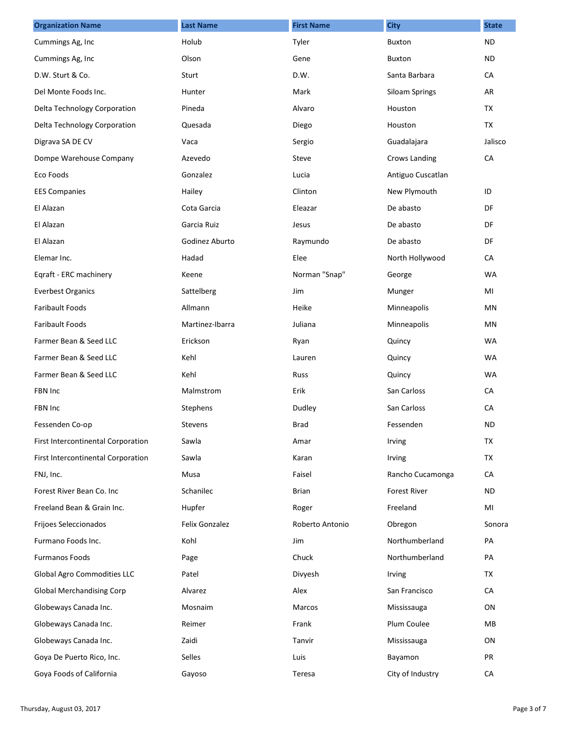| Organization Name | Last Name | First Name | City | State |
| --- | --- | --- | --- | --- |
| Cummings Ag, Inc | Holub | Tyler | Buxton | ND |
| Cummings Ag, Inc | Olson | Gene | Buxton | ND |
| D.W. Sturt & Co. | Sturt | D.W. | Santa Barbara | CA |
| Del Monte Foods Inc. | Hunter | Mark | Siloam Springs | AR |
| Delta Technology Corporation | Pineda | Alvaro | Houston | TX |
| Delta Technology Corporation | Quesada | Diego | Houston | TX |
| Digrava SA DE CV | Vaca | Sergio | Guadalajara | Jalisco |
| Dompe Warehouse Company | Azevedo | Steve | Crows Landing | CA |
| Eco Foods | Gonzalez | Lucia | Antiguo Cuscatlan | |
| EES Companies | Hailey | Clinton | New Plymouth | ID |
| El Alazan | Cota Garcia | Eleazar | De abasto | DF |
| El Alazan | Garcia Ruiz | Jesus | De abasto | DF |
| El Alazan | Godinez Aburto | Raymundo | De abasto | DF |
| Elemar Inc. | Hadad | Elee | North Hollywood | CA |
| Eqraft - ERC machinery | Keene | Norman "Snap" | George | WA |
| Everbest Organics | Sattelberg | Jim | Munger | MI |
| Faribault Foods | Allmann | Heike | Minneapolis | MN |
| Faribault Foods | Martinez-Ibarra | Juliana | Minneapolis | MN |
| Farmer Bean & Seed LLC | Erickson | Ryan | Quincy | WA |
| Farmer Bean & Seed LLC | Kehl | Lauren | Quincy | WA |
| Farmer Bean & Seed LLC | Kehl | Russ | Quincy | WA |
| FBN Inc | Malmstrom | Erik | San Carloss | CA |
| FBN Inc | Stephens | Dudley | San Carloss | CA |
| Fessenden Co-op | Stevens | Brad | Fessenden | ND |
| First Intercontinental Corporation | Sawla | Amar | Irving | TX |
| First Intercontinental Corporation | Sawla | Karan | Irving | TX |
| FNJ, Inc. | Musa | Faisel | Rancho Cucamonga | CA |
| Forest River Bean Co. Inc | Schanilec | Brian | Forest River | ND |
| Freeland Bean & Grain Inc. | Hupfer | Roger | Freeland | MI |
| Frijoes Seleccionados | Felix Gonzalez | Roberto Antonio | Obregon | Sonora |
| Furmano Foods Inc. | Kohl | Jim | Northumberland | PA |
| Furmanos Foods | Page | Chuck | Northumberland | PA |
| Global Agro Commodities LLC | Patel | Divyesh | Irving | TX |
| Global Merchandising Corp | Alvarez | Alex | San Francisco | CA |
| Globeways Canada Inc. | Mosnaim | Marcos | Mississauga | ON |
| Globeways Canada Inc. | Reimer | Frank | Plum Coulee | MB |
| Globeways Canada Inc. | Zaidi | Tanvir | Mississauga | ON |
| Goya De Puerto Rico, Inc. | Selles | Luis | Bayamon | PR |
| Goya Foods of California | Gayoso | Teresa | City of Industry | CA |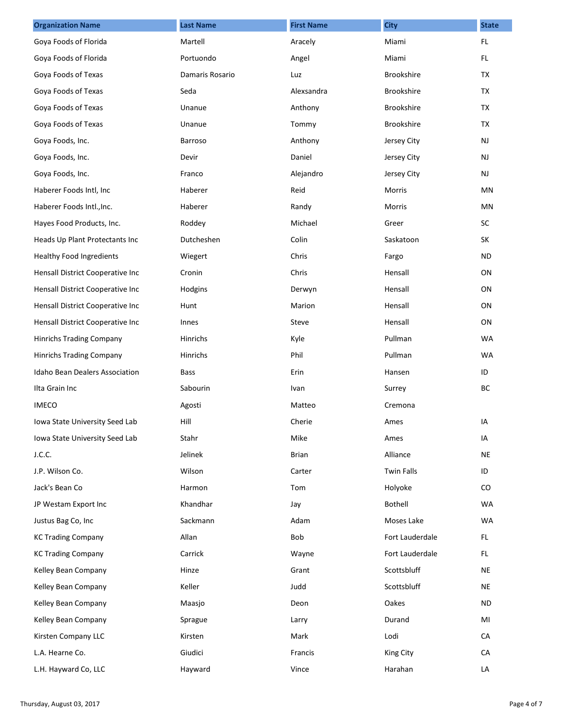| Organization Name | Last Name | First Name | City | State |
| --- | --- | --- | --- | --- |
| Goya Foods of Florida | Martell | Aracely | Miami | FL |
| Goya Foods of Florida | Portuondo | Angel | Miami | FL |
| Goya Foods of Texas | Damaris Rosario | Luz | Brookshire | TX |
| Goya Foods of Texas | Seda | Alexsandra | Brookshire | TX |
| Goya Foods of Texas | Unanue | Anthony | Brookshire | TX |
| Goya Foods of Texas | Unanue | Tommy | Brookshire | TX |
| Goya Foods, Inc. | Barroso | Anthony | Jersey City | NJ |
| Goya Foods, Inc. | Devir | Daniel | Jersey City | NJ |
| Goya Foods, Inc. | Franco | Alejandro | Jersey City | NJ |
| Haberer Foods Intl, Inc | Haberer | Reid | Morris | MN |
| Haberer Foods Intl.,Inc. | Haberer | Randy | Morris | MN |
| Hayes Food Products, Inc. | Roddey | Michael | Greer | SC |
| Heads Up Plant Protectants Inc | Dutcheshen | Colin | Saskatoon | SK |
| Healthy Food Ingredients | Wiegert | Chris | Fargo | ND |
| Hensall District Cooperative Inc | Cronin | Chris | Hensall | ON |
| Hensall District Cooperative Inc | Hodgins | Derwyn | Hensall | ON |
| Hensall District Cooperative Inc | Hunt | Marion | Hensall | ON |
| Hensall District Cooperative Inc | Innes | Steve | Hensall | ON |
| Hinrichs Trading Company | Hinrichs | Kyle | Pullman | WA |
| Hinrichs Trading Company | Hinrichs | Phil | Pullman | WA |
| Idaho Bean Dealers Association | Bass | Erin | Hansen | ID |
| Ilta Grain Inc | Sabourin | Ivan | Surrey | BC |
| IMECO | Agosti | Matteo | Cremona | |
| Iowa State University Seed Lab | Hill | Cherie | Ames | IA |
| Iowa State University Seed Lab | Stahr | Mike | Ames | IA |
| J.C.C. | Jelinek | Brian | Alliance | NE |
| J.P. Wilson Co. | Wilson | Carter | Twin Falls | ID |
| Jack's Bean Co | Harmon | Tom | Holyoke | CO |
| JP Westam Export Inc | Khandhar | Jay | Bothell | WA |
| Justus Bag Co, Inc | Sackmann | Adam | Moses Lake | WA |
| KC Trading Company | Allan | Bob | Fort Lauderdale | FL |
| KC Trading Company | Carrick | Wayne | Fort Lauderdale | FL |
| Kelley Bean Company | Hinze | Grant | Scottsbluff | NE |
| Kelley Bean Company | Keller | Judd | Scottsbluff | NE |
| Kelley Bean Company | Maasjo | Deon | Oakes | ND |
| Kelley Bean Company | Sprague | Larry | Durand | MI |
| Kirsten Company LLC | Kirsten | Mark | Lodi | CA |
| L.A. Hearne Co. | Giudici | Francis | King City | CA |
| L.H. Hayward Co, LLC | Hayward | Vince | Harahan | LA |

Thursday, August 03, 2017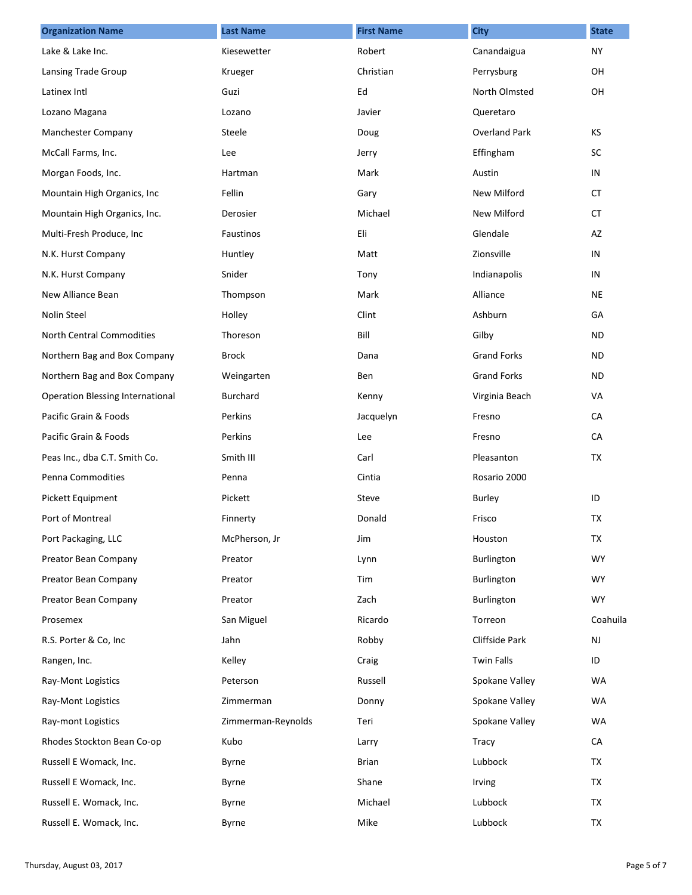| Organization Name | Last Name | First Name | City | State |
|---|---|---|---|---|
| Lake & Lake Inc. | Kiesewetter | Robert | Canandaigua | NY |
| Lansing Trade Group | Krueger | Christian | Perrysburg | OH |
| Latinex Intl | Guzi | Ed | North Olmsted | OH |
| Lozano Magana | Lozano | Javier | Queretaro | |
| Manchester Company | Steele | Doug | Overland Park | KS |
| McCall Farms, Inc. | Lee | Jerry | Effingham | SC |
| Morgan Foods, Inc. | Hartman | Mark | Austin | IN |
| Mountain High Organics, Inc | Fellin | Gary | New Milford | CT |
| Mountain High Organics, Inc. | Derosier | Michael | New Milford | CT |
| Multi-Fresh Produce, Inc | Faustinos | Eli | Glendale | AZ |
| N.K. Hurst Company | Huntley | Matt | Zionsville | IN |
| N.K. Hurst Company | Snider | Tony | Indianapolis | IN |
| New Alliance Bean | Thompson | Mark | Alliance | NE |
| Nolin Steel | Holley | Clint | Ashburn | GA |
| North Central Commodities | Thoreson | Bill | Gilby | ND |
| Northern Bag and Box Company | Brock | Dana | Grand Forks | ND |
| Northern Bag and Box Company | Weingarten | Ben | Grand Forks | ND |
| Operation Blessing International | Burchard | Kenny | Virginia Beach | VA |
| Pacific Grain & Foods | Perkins | Jacquelyn | Fresno | CA |
| Pacific Grain & Foods | Perkins | Lee | Fresno | CA |
| Peas Inc., dba C.T. Smith Co. | Smith III | Carl | Pleasanton | TX |
| Penna Commodities | Penna | Cintia | Rosario 2000 | |
| Pickett Equipment | Pickett | Steve | Burley | ID |
| Port of Montreal | Finnerty | Donald | Frisco | TX |
| Port Packaging, LLC | McPherson, Jr | Jim | Houston | TX |
| Preator Bean Company | Preator | Lynn | Burlington | WY |
| Preator Bean Company | Preator | Tim | Burlington | WY |
| Preator Bean Company | Preator | Zach | Burlington | WY |
| Prosemex | San Miguel | Ricardo | Torreon | Coahuila |
| R.S. Porter & Co, Inc | Jahn | Robby | Cliffside Park | NJ |
| Rangen, Inc. | Kelley | Craig | Twin Falls | ID |
| Ray-Mont Logistics | Peterson | Russell | Spokane Valley | WA |
| Ray-Mont Logistics | Zimmerman | Donny | Spokane Valley | WA |
| Ray-mont Logistics | Zimmerman-Reynolds | Teri | Spokane Valley | WA |
| Rhodes Stockton Bean Co-op | Kubo | Larry | Tracy | CA |
| Russell E Womack, Inc. | Byrne | Brian | Lubbock | TX |
| Russell E Womack, Inc. | Byrne | Shane | Irving | TX |
| Russell E. Womack, Inc. | Byrne | Michael | Lubbock | TX |
| Russell E. Womack, Inc. | Byrne | Mike | Lubbock | TX |

Thursday, August 03, 2017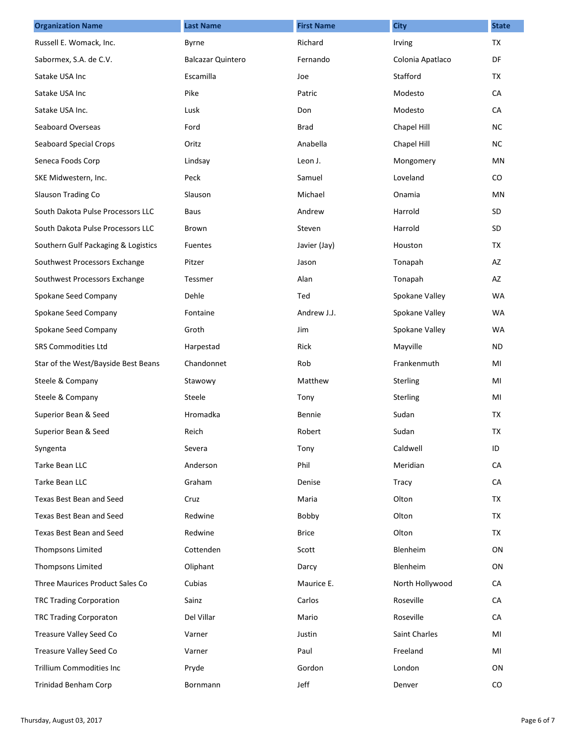| Organization Name | Last Name | First Name | City | State |
|---|---|---|---|---|
| Russell E. Womack, Inc. | Byrne | Richard | Irving | TX |
| Sabormex, S.A. de C.V. | Balcazar Quintero | Fernando | Colonia Apatlaco | DF |
| Satake USA Inc | Escamilla | Joe | Stafford | TX |
| Satake USA Inc | Pike | Patric | Modesto | CA |
| Satake USA Inc. | Lusk | Don | Modesto | CA |
| Seaboard Overseas | Ford | Brad | Chapel Hill | NC |
| Seaboard Special Crops | Oritz | Anabella | Chapel Hill | NC |
| Seneca Foods Corp | Lindsay | Leon J. | Mongomery | MN |
| SKE Midwestern, Inc. | Peck | Samuel | Loveland | CO |
| Slauson Trading Co | Slauson | Michael | Onamia | MN |
| South Dakota Pulse Processors LLC | Baus | Andrew | Harrold | SD |
| South Dakota Pulse Processors LLC | Brown | Steven | Harrold | SD |
| Southern Gulf Packaging & Logistics | Fuentes | Javier (Jay) | Houston | TX |
| Southwest Processors Exchange | Pitzer | Jason | Tonapah | AZ |
| Southwest Processors Exchange | Tessmer | Alan | Tonapah | AZ |
| Spokane Seed Company | Dehle | Ted | Spokane Valley | WA |
| Spokane Seed Company | Fontaine | Andrew J.J. | Spokane Valley | WA |
| Spokane Seed Company | Groth | Jim | Spokane Valley | WA |
| SRS Commodities Ltd | Harpestad | Rick | Mayville | ND |
| Star of the West/Bayside Best Beans | Chandonnet | Rob | Frankenmuth | MI |
| Steele & Company | Stawowy | Matthew | Sterling | MI |
| Steele & Company | Steele | Tony | Sterling | MI |
| Superior Bean & Seed | Hromadka | Bennie | Sudan | TX |
| Superior Bean & Seed | Reich | Robert | Sudan | TX |
| Syngenta | Severa | Tony | Caldwell | ID |
| Tarke Bean LLC | Anderson | Phil | Meridian | CA |
| Tarke Bean LLC | Graham | Denise | Tracy | CA |
| Texas Best Bean and Seed | Cruz | Maria | Olton | TX |
| Texas Best Bean and Seed | Redwine | Bobby | Olton | TX |
| Texas Best Bean and Seed | Redwine | Brice | Olton | TX |
| Thompsons Limited | Cottenden | Scott | Blenheim | ON |
| Thompsons Limited | Oliphant | Darcy | Blenheim | ON |
| Three Maurices Product Sales Co | Cubias | Maurice E. | North Hollywood | CA |
| TRC Trading Corporation | Sainz | Carlos | Roseville | CA |
| TRC Trading Corporaton | Del Villar | Mario | Roseville | CA |
| Treasure Valley Seed Co | Varner | Justin | Saint Charles | MI |
| Treasure Valley Seed Co | Varner | Paul | Freeland | MI |
| Trillium Commodities Inc | Pryde | Gordon | London | ON |
| Trinidad Benham Corp | Bornmann | Jeff | Denver | CO |

Thursday, August 03, 2017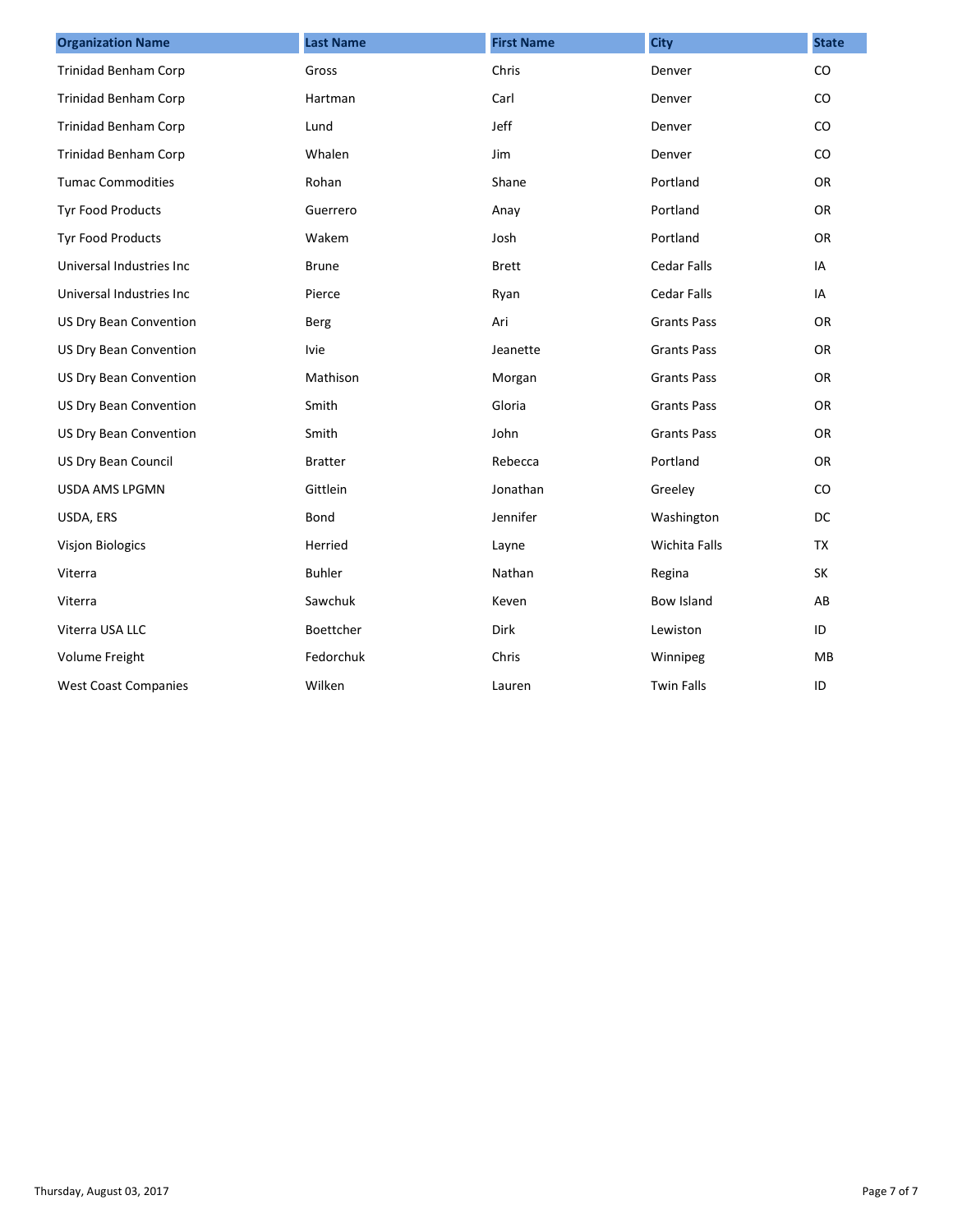| Organization Name | Last Name | First Name | City | State |
| --- | --- | --- | --- | --- |
| Trinidad Benham Corp | Gross | Chris | Denver | CO |
| Trinidad Benham Corp | Hartman | Carl | Denver | CO |
| Trinidad Benham Corp | Lund | Jeff | Denver | CO |
| Trinidad Benham Corp | Whalen | Jim | Denver | CO |
| Tumac Commodities | Rohan | Shane | Portland | OR |
| Tyr Food Products | Guerrero | Anay | Portland | OR |
| Tyr Food Products | Wakem | Josh | Portland | OR |
| Universal Industries Inc | Brune | Brett | Cedar Falls | IA |
| Universal Industries Inc | Pierce | Ryan | Cedar Falls | IA |
| US Dry Bean Convention | Berg | Ari | Grants Pass | OR |
| US Dry Bean Convention | Ivie | Jeanette | Grants Pass | OR |
| US Dry Bean Convention | Mathison | Morgan | Grants Pass | OR |
| US Dry Bean Convention | Smith | Gloria | Grants Pass | OR |
| US Dry Bean Convention | Smith | John | Grants Pass | OR |
| US Dry Bean Council | Bratter | Rebecca | Portland | OR |
| USDA AMS LPGMN | Gittlein | Jonathan | Greeley | CO |
| USDA, ERS | Bond | Jennifer | Washington | DC |
| Visjon Biologics | Herried | Layne | Wichita Falls | TX |
| Viterra | Buhler | Nathan | Regina | SK |
| Viterra | Sawchuk | Keven | Bow Island | AB |
| Viterra USA LLC | Boettcher | Dirk | Lewiston | ID |
| Volume Freight | Fedorchuk | Chris | Winnipeg | MB |
| West Coast Companies | Wilken | Lauren | Twin Falls | ID |

Thursday, August 03, 2017